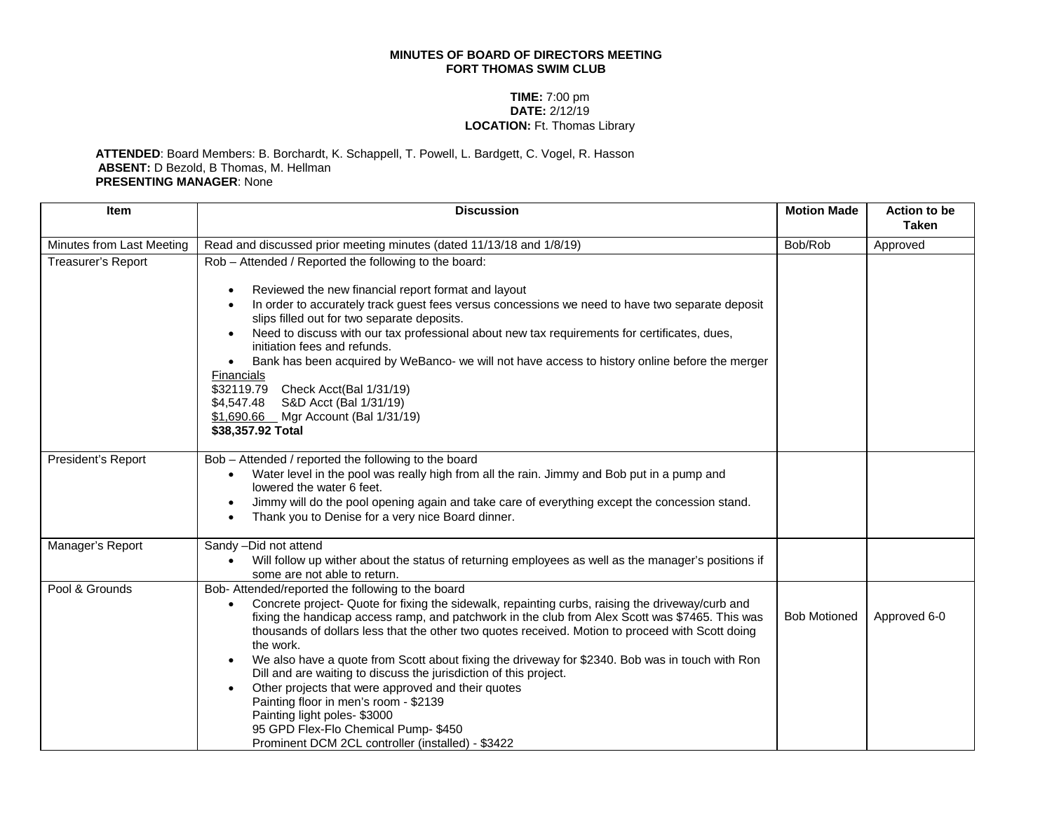**MINUTES OF BOARD OF DIRECTORS MEETING**
**FORT THOMAS SWIM CLUB**

**TIME:** 7:00 pm
**DATE:** 2/12/19
**LOCATION:** Ft. Thomas Library

**ATTENDED**: Board Members: B. Borchardt, K. Schappell, T. Powell, L. Bardgett, C. Vogel, R. Hasson
**ABSENT:** D Bezold, B Thomas, M. Hellman
**PRESENTING MANAGER**: None

| Item | Discussion | Motion Made | Action to be Taken |
|---|---|---|---|
| Minutes from Last Meeting | Read and discussed prior meeting minutes (dated 11/13/18 and 1/8/19) | Bob/Rob | Approved |
| Treasurer's Report | Rob – Attended / Reported the following to the board:<br><br>• Reviewed the new financial report format and layout<br>• In order to accurately track guest fees versus concessions we need to have two separate deposit slips filled out for two separate deposits.<br>• Need to discuss with our tax professional about new tax requirements for certificates, dues, initiation fees and refunds.<br>• Bank has been acquired by WeBanco- we will not have access to history online before the merger<br>Financials<br>$32119.79 Check Acct(Bal 1/31/19)<br>$4,547.48 S&D Acct (Bal 1/31/19)<br>$1,690.66 Mgr Account (Bal 1/31/19)<br>**$38,357.92 Total** | | |
| President's Report | Bob – Attended / reported the following to the board<br>• Water level in the pool was really high from all the rain. Jimmy and Bob put in a pump and lowered the water 6 feet.<br>• Jimmy will do the pool opening again and take care of everything except the concession stand.<br>• Thank you to Denise for a very nice Board dinner. | | |
| Manager's Report | Sandy –Did not attend<br>• Will follow up wither about the status of returning employees as well as the manager's positions if some are not able to return. | | |
| Pool & Grounds | Bob- Attended/reported the following to the board<br>• Concrete project- Quote for fixing the sidewalk, repainting curbs, raising the driveway/curb and fixing the handicap access ramp, and patchwork in the club from Alex Scott was $7465. This was thousands of dollars less that the other two quotes received. Motion to proceed with Scott doing the work.<br>• We also have a quote from Scott about fixing the driveway for $2340. Bob was in touch with Ron Dill and are waiting to discuss the jurisdiction of this project.<br>• Other projects that were approved and their quotes<br>Painting floor in men's room - $2139<br>Painting light poles- $3000<br>95 GPD Flex-Flo Chemical Pump- $450<br>Prominent DCM 2CL controller (installed) - $3422 | Bob Motioned | Approved 6-0 |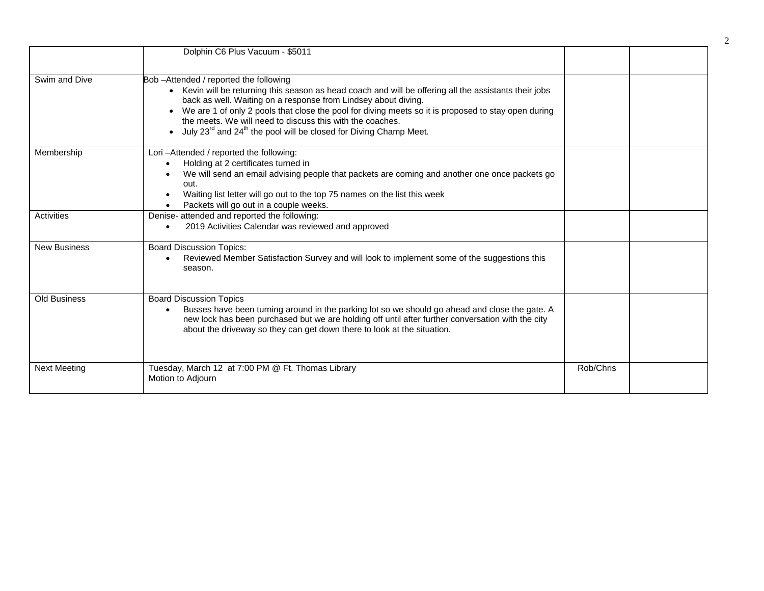| | | | |
|---|---|---|---|
| | Dolphin C6 Plus Vacuum - $5011 | | |
| Swim and Dive | Bob –Attended / reported the following<br>• Kevin will be returning this season as head coach and will be offering all the assistants their jobs back as well. Waiting on a response from Lindsey about diving.<br>• We are 1 of only 2 pools that close the pool for diving meets so it is proposed to stay open during the meets. We will need to discuss this with the coaches.<br>• July 23rd and 24th the pool will be closed for Diving Champ Meet. | | |
| Membership | Lori –Attended / reported the following:<br>• Holding at 2 certificates turned in<br>• We will send an email advising people that packets are coming and another one once packets go out.<br>• Waiting list letter will go out to the top 75 names on the list this week<br>• Packets will go out in a couple weeks. | | |
| Activities | Denise- attended and reported the following:<br>• 2019 Activities Calendar was reviewed and approved | | |
| New Business | Board Discussion Topics:<br>• Reviewed Member Satisfaction Survey and will look to implement some of the suggestions this season. | | |
| Old Business | Board Discussion Topics<br>• Busses have been turning around in the parking lot so we should go ahead and close the gate. A new lock has been purchased but we are holding off until after further conversation with the city about the driveway so they can get down there to look at the situation. | | |
| Next Meeting | Tuesday, March 12 at 7:00 PM @ Ft. Thomas Library<br>Motion to Adjourn | Rob/Chris | |